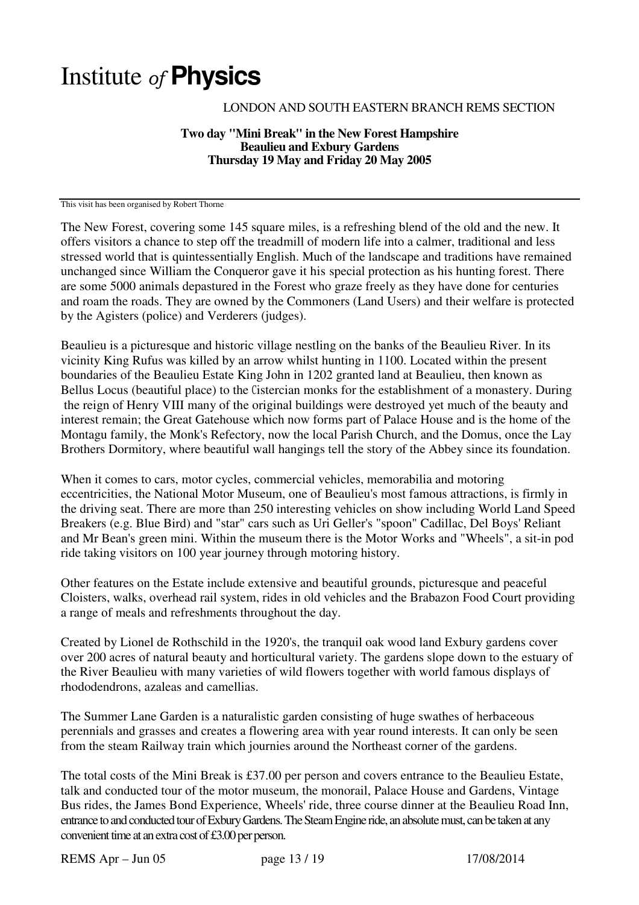# Institute *of* **Physics**

LONDON AND SOUTH EASTERN BRANCH REMS SECTION

**Two day "Mini Break" in the New Forest Hampshire**
**Beaulieu and Exbury Gardens**
**Thursday 19 May and Friday 20 May 2005**

This visit has been organised by Robert Thorne

The New Forest, covering some 145 square miles, is a refreshing blend of the old and the new. It offers visitors a chance to step off the treadmill of modern life into a calmer, traditional and less stressed world that is quintessentially English. Much of the landscape and traditions have remained unchanged since William the Conqueror gave it his special protection as his hunting forest. There are some 5000 animals depastured in the Forest who graze freely as they have done for centuries and roam the roads. They are owned by the Commoners (Land Users) and their welfare is protected by the Agisters (police) and Verderers (judges).

Beaulieu is a picturesque and historic village nestling on the banks of the Beaulieu River. In its vicinity King Rufus was killed by an arrow whilst hunting in 1100. Located within the present boundaries of the Beaulieu Estate King John in 1202 granted land at Beaulieu, then known as Bellus Locus (beautiful place) to the Cistercian monks for the establishment of a monastery. During the reign of Henry VIII many of the original buildings were destroyed yet much of the beauty and interest remain; the Great Gatehouse which now forms part of Palace House and is the home of the Montagu family, the Monk's Refectory, now the local Parish Church, and the Domus, once the Lay Brothers Dormitory, where beautiful wall hangings tell the story of the Abbey since its foundation.

When it comes to cars, motor cycles, commercial vehicles, memorabilia and motoring eccentricities, the National Motor Museum, one of Beaulieu's most famous attractions, is firmly in the driving seat. There are more than 250 interesting vehicles on show including World Land Speed Breakers (e.g. Blue Bird) and "star" cars such as Uri Geller's "spoon" Cadillac, Del Boys' Reliant and Mr Bean's green mini. Within the museum there is the Motor Works and "Wheels", a sit-in pod ride taking visitors on 100 year journey through motoring history.

Other features on the Estate include extensive and beautiful grounds, picturesque and peaceful Cloisters, walks, overhead rail system, rides in old vehicles and the Brabazon Food Court providing a range of meals and refreshments throughout the day.

Created by Lionel de Rothschild in the 1920's, the tranquil oak wood land Exbury gardens cover over 200 acres of natural beauty and horticultural variety. The gardens slope down to the estuary of the River Beaulieu with many varieties of wild flowers together with world famous displays of rhododendrons, azaleas and camellias.

The Summer Lane Garden is a naturalistic garden consisting of huge swathes of herbaceous perennials and grasses and creates a flowering area with year round interests. It can only be seen from the steam Railway train which journies around the Northeast corner of the gardens.

The total costs of the Mini Break is £37.00 per person and covers entrance to the Beaulieu Estate, talk and conducted tour of the motor museum, the monorail, Palace House and Gardens, Vintage Bus rides, the James Bond Experience, Wheels' ride, three course dinner at the Beaulieu Road Inn, entrance to and conducted tour of Exbury Gardens. The Steam Engine ride, an absolute must, can be taken at any convenient time at an extra cost of £3.00 per person.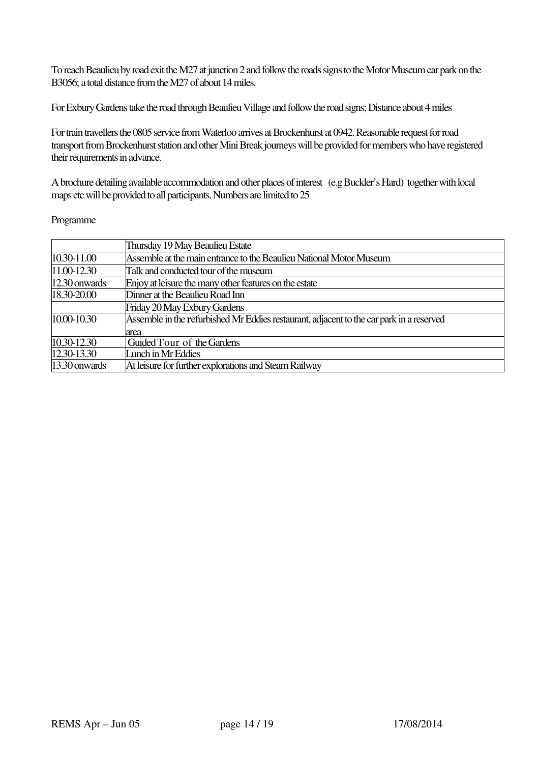To reach Beaulieu by road exit the M27 at junction 2 and follow the roads signs to the Motor Museum car park on the B3056; a total distance from the M27 of about 14 miles.

For Exbury Gardens take the road through Beaulieu Village and follow the road signs; Distance about 4 miles

For train travellers the 0805 service from Waterloo arrives at Brockenhurst at 0942. Reasonable request for road transport from Brockenhurst station and other Mini Break journeys will be provided for members who have registered their requirements in advance.

A brochure detailing available accommodation and other places of interest (e.g Buckler's Hard) together with local maps etc will be provided to all participants. Numbers are limited to 25

Programme

| | |
|---|---|
| | Thursday 19 May Beaulieu Estate |
| 10.30-11.00 | Assemble at the main entrance to the Beaulieu National Motor Museum |
| 11.00-12.30 | Talk and conducted tour of the museum |
| 12.30 onwards | Enjoy at leisure the many other features on the estate |
| 18.30-20.00 | Dinner at the Beaulieu Road Inn |
| | Friday 20 May Exbury Gardens |
| 10.00-10.30 | Assemble in the refurbished Mr Eddies restaurant, adjacent to the car park in a reserved area |
| 10.30-12.30 | Guided Tour of the Gardens |
| 12.30-13.30 | Lunch in Mr Eddies |
| 13.30 onwards | At leisure for further explorations and Steam Railway |